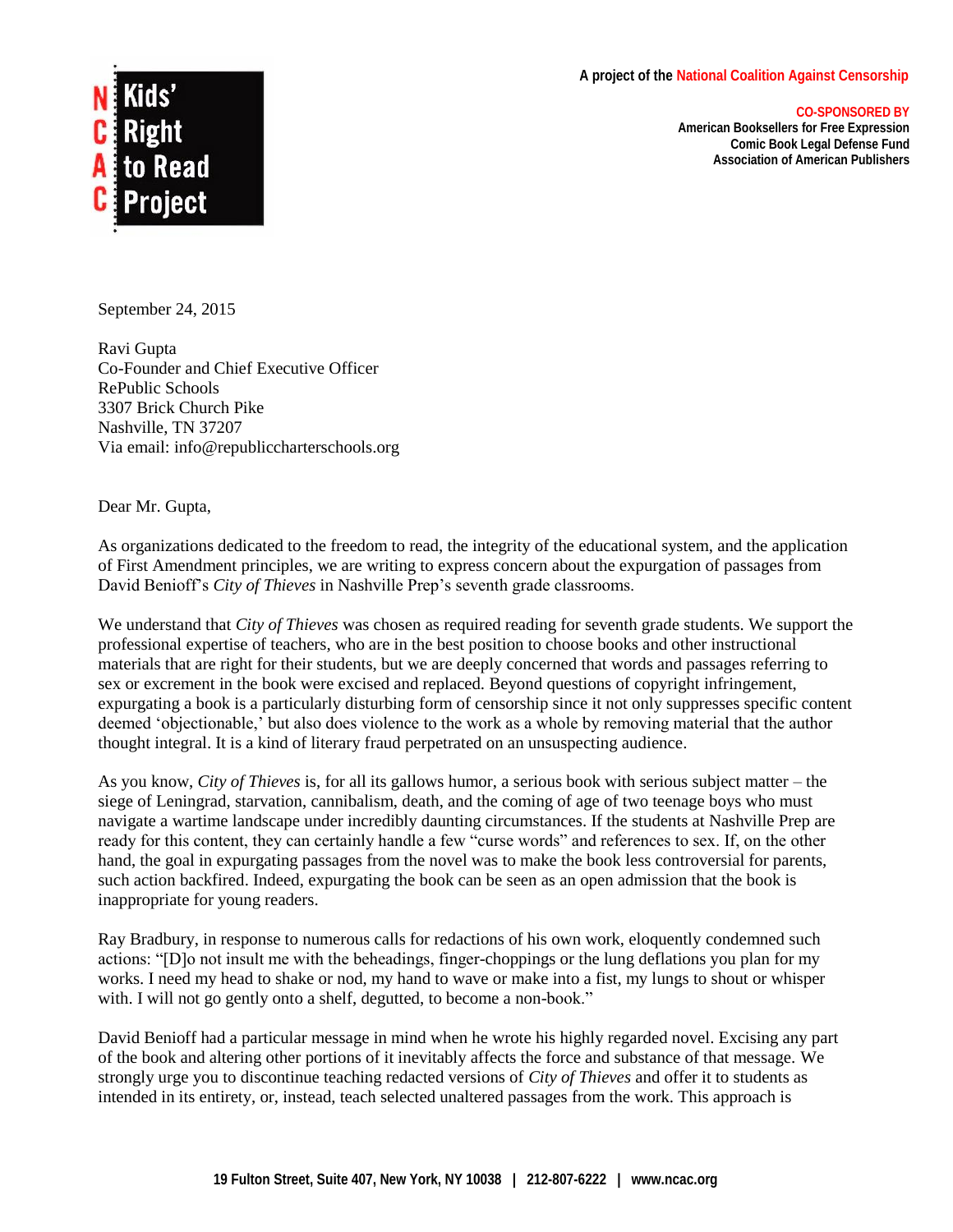**NCAC Kids' Right to Read Project**

A project of the National Coalition Against Censorship

CO-SPONSORED BY
American Booksellers for Free Expression
Comic Book Legal Defense Fund
Association of American Publishers

September 24, 2015

Ravi Gupta
Co-Founder and Chief Executive Officer
RePublic Schools
3307 Brick Church Pike
Nashville, TN 37207
Via email: info@republiccharterschools.org

Dear Mr. Gupta,

As organizations dedicated to the freedom to read, the integrity of the educational system, and the application of First Amendment principles, we are writing to express concern about the expurgation of passages from David Benioff's *City of Thieves* in Nashville Prep's seventh grade classrooms.

We understand that *City of Thieves* was chosen as required reading for seventh grade students. We support the professional expertise of teachers, who are in the best position to choose books and other instructional materials that are right for their students, but we are deeply concerned that words and passages referring to sex or excrement in the book were excised and replaced. Beyond questions of copyright infringement, expurgating a book is a particularly disturbing form of censorship since it not only suppresses specific content deemed 'objectionable,' but also does violence to the work as a whole by removing material that the author thought integral. It is a kind of literary fraud perpetrated on an unsuspecting audience.

As you know, *City of Thieves* is, for all its gallows humor, a serious book with serious subject matter – the siege of Leningrad, starvation, cannibalism, death, and the coming of age of two teenage boys who must navigate a wartime landscape under incredibly daunting circumstances. If the students at Nashville Prep are ready for this content, they can certainly handle a few "curse words" and references to sex. If, on the other hand, the goal in expurgating passages from the novel was to make the book less controversial for parents, such action backfired. Indeed, expurgating the book can be seen as an open admission that the book is inappropriate for young readers.

Ray Bradbury, in response to numerous calls for redactions of his own work, eloquently condemned such actions: "[D]o not insult me with the beheadings, finger-choppings or the lung deflations you plan for my works. I need my head to shake or nod, my hand to wave or make into a fist, my lungs to shout or whisper with. I will not go gently onto a shelf, degutted, to become a non-book."

David Benioff had a particular message in mind when he wrote his highly regarded novel. Excising any part of the book and altering other portions of it inevitably affects the force and substance of that message. We strongly urge you to discontinue teaching redacted versions of *City of Thieves* and offer it to students as intended in its entirety, or, instead, teach selected unaltered passages from the work. This approach is

19 Fulton Street, Suite 407, New York, NY 10038 | 212-807-6222 | www.ncac.org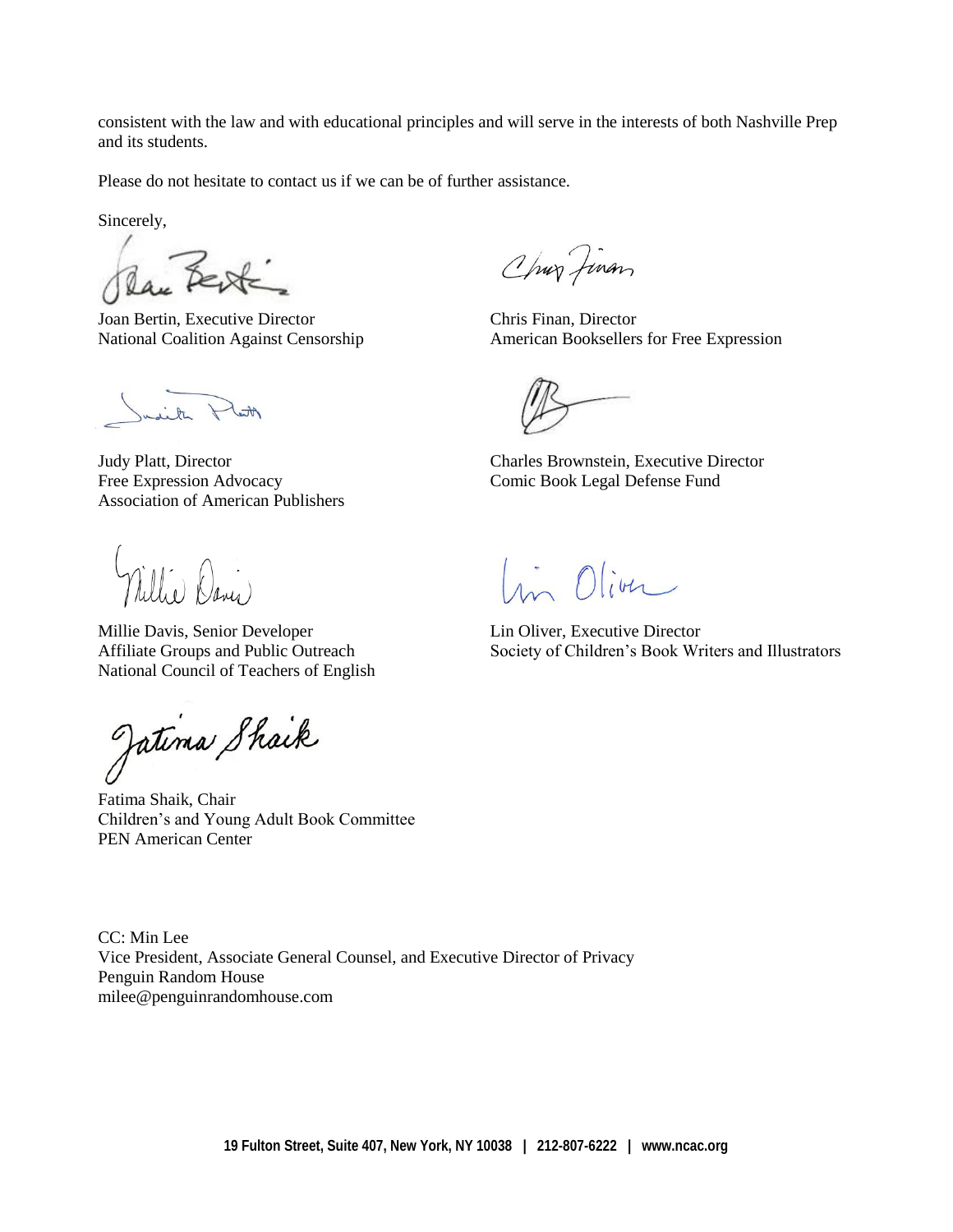consistent with the law and with educational principles and will serve in the interests of both Nashville Prep and its students.

Please do not hesitate to contact us if we can be of further assistance.

Sincerely,

Joan Bertin, Executive Director
National Coalition Against Censorship

Chris Finan, Director
American Booksellers for Free Expression

Judy Platt, Director
Free Expression Advocacy
Association of American Publishers

Charles Brownstein, Executive Director
Comic Book Legal Defense Fund

Millie Davis, Senior Developer
Affiliate Groups and Public Outreach
National Council of Teachers of English

Lin Oliver, Executive Director
Society of Children's Book Writers and Illustrators

Fatima Shaik, Chair
Children's and Young Adult Book Committee
PEN American Center

CC: Min Lee
Vice President, Associate General Counsel, and Executive Director of Privacy
Penguin Random House
milee@penguinrandomhouse.com

**19 Fulton Street, Suite 407, New York, NY 10038 | 212-807-6222 | www.ncac.org**